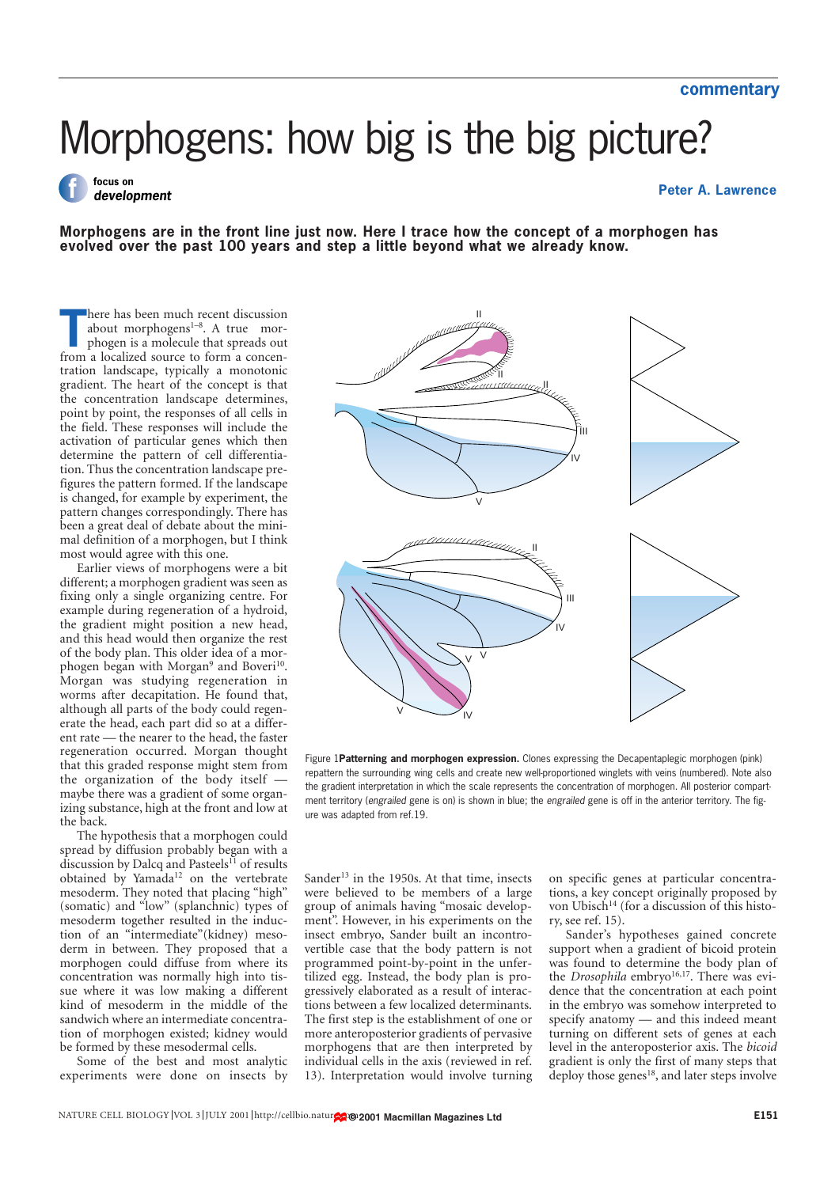commentary

# Morphogens: how big is the big picture?

focus on *development*

**Peter A. Lawrence**

**Morphogens are in the front line just now. Here I trace how the concept of a morphogen has evolved over the past 100 years and step a little beyond what we already know.**

There has been much recent discussion about morphogens[1–8]. A true morphogen is a molecule that spreads out from a localized source to form a concentration landscape, typically a monotonic gradient. The heart of the concept is that the concentration landscape determines, point by point, the responses of all cells in the field. These responses will include the activation of particular genes which then determine the pattern of cell differentiation. Thus the concentration landscape prefigures the pattern formed. If the landscape is changed, for example by experiment, the pattern changes correspondingly. There has been a great deal of debate about the minimal definition of a morphogen, but I think most would agree with this one.

Earlier views of morphogens were a bit different; a morphogen gradient was seen as fixing only a single organizing centre. For example during regeneration of a hydroid, the gradient might position a new head, and this head would then organize the rest of the body plan. This older idea of a morphogen began with Morgan[9] and Boveri[10]. Morgan was studying regeneration in worms after decapitation. He found that, although all parts of the body could regenerate the head, each part did so at a different rate — the nearer to the head, the faster regeneration occurred. Morgan thought that this graded response might stem from the organization of the body itself — maybe there was a gradient of some organizing substance, high at the front and low at the back.

The hypothesis that a morphogen could spread by diffusion probably began with a discussion by Dalcq and Pasteels[11] of results obtained by Yamada[12] on the vertebrate mesoderm. They noted that placing "high" (somatic) and "low" (splanchnic) types of mesoderm together resulted in the induction of an "intermediate"(kidney) mesoderm in between. They proposed that a morphogen could diffuse from where its concentration was normally high into tissue where it was low making a different kind of mesoderm in the middle of the sandwich where an intermediate concentration of morphogen existed; kidney would be formed by these mesodermal cells.

Some of the best and most analytic experiments were done on insects by Sander[13] in the 1950s. At that time, insects were believed to be members of a large group of animals having "mosaic development". However, in his experiments on the insect embryo, Sander built an incontrovertible case that the body pattern is not programmed point-by-point in the unfertilized egg. Instead, the body plan is progressively elaborated as a result of interactions between a few localized determinants. The first step is the establishment of one or more anteroposterior gradients of pervasive morphogens that are then interpreted by individual cells in the axis (reviewed in ref. 13). Interpretation would involve turning on specific genes at particular concentrations, a key concept originally proposed by von Ubisch[14] (for a discussion of this history, see ref. 15).

Sander's hypotheses gained concrete support when a gradient of bicoid protein was found to determine the body plan of the *Drosophila* embryo[16,17]. There was evidence that the concentration at each point in the embryo was somehow interpreted to specify anatomy — and this indeed meant turning on different sets of genes at each level in the anteroposterior axis. The *bicoid* gradient is only the first of many steps that deploy those genes[18], and later steps involve

Figure 1 **Patterning and morphogen expression.** Clones expressing the Decapentaplegic morphogen (pink) repattern the surrounding wing cells and create new well-proportioned winglets with veins (numbered). Note also the gradient interpretation in which the scale represents the concentration of morphogen. All posterior compartment territory (*engrailed* gene is on) is shown in blue; the *engrailed* gene is off in the anterior territory. The figure was adapted from ref.19.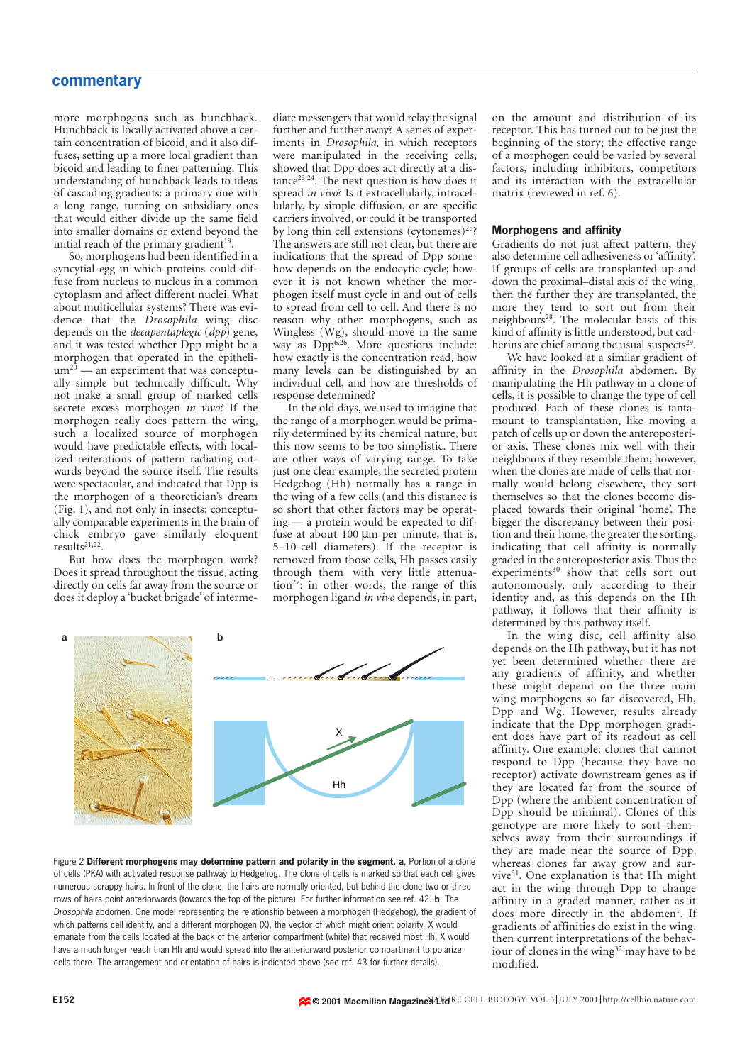more morphogens such as hunchback. Hunchback is locally activated above a certain concentration of bicoid, and it also diffuses, setting up a more local gradient than bicoid and leading to finer patterning. This understanding of hunchback leads to ideas of cascading gradients: a primary one with a long range, turning on subsidiary ones that would either divide up the same field into smaller domains or extend beyond the initial reach of the primary gradient[19].

So, morphogens had been identified in a syncytial egg in which proteins could diffuse from nucleus to nucleus in a common cytoplasm and affect different nuclei. What about multicellular systems? There was evidence that the *Drosophila* wing disc depends on the *decapentaplegic* (*dpp*) gene, and it was tested whether Dpp might be a morphogen that operated in the epithelium[20] — an experiment that was conceptually simple but technically difficult. Why not make a small group of marked cells secrete excess morphogen *in vivo*? If the morphogen really does pattern the wing, such a localized source of morphogen would have predictable effects, with localized reiterations of pattern radiating outwards beyond the source itself. The results were spectacular, and indicated that Dpp is the morphogen of a theoretician's dream (Fig. 1), and not only in insects: conceptually comparable experiments in the brain of chick embryo gave similarly eloquent results[21,22].

But how does the morphogen work? Does it spread throughout the tissue, acting directly on cells far away from the source or does it deploy a 'bucket brigade' of intermediate messengers that would relay the signal further and further away? A series of experiments in *Drosophila*, in which receptors were manipulated in the receiving cells, showed that Dpp does act directly at a distance[23,24]. The next question is how does it spread *in vivo*? Is it extracellularly, intracellularly, by simple diffusion, or are specific carriers involved, or could it be transported by long thin cell extensions (cytonemes)[25]? The answers are still not clear, but there are indications that the spread of Dpp somehow depends on the endocytic cycle; however it is not known whether the morphogen itself must cycle in and out of cells to spread from cell to cell. And there is no reason why other morphogens, such as Wingless (Wg), should move in the same way as Dpp[6,26]. More questions include: how exactly is the concentration read, how many levels can be distinguished by an individual cell, and how are thresholds of response determined?

In the old days, we used to imagine that the range of a morphogen would be primarily determined by its chemical nature, but this now seems to be too simplistic. There are other ways of varying range. To take just one clear example, the secreted protein Hedgehog (Hh) normally has a range in the wing of a few cells (and this distance is so short that other factors may be operating — a protein would be expected to diffuse at about 100 µm per minute, that is, 5–10-cell diameters). If the receptor is removed from those cells, Hh passes easily through them, with very little attenuation[27]: in other words, the range of this morphogen ligand *in vivo* depends, in part, on the amount and distribution of its receptor. This has turned out to be just the beginning of the story; the effective range of a morphogen could be varied by several factors, including inhibitors, competitors and its interaction with the extracellular matrix (reviewed in ref. 6).

## Morphogens and affinity

Gradients do not just affect pattern, they also determine cell adhesiveness or 'affinity'. If groups of cells are transplanted up and down the proximal–distal axis of the wing, then the further they are transplanted, the more they tend to sort out from their neighbours[28]. The molecular basis of this kind of affinity is little understood, but cadherins are chief among the usual suspects[29].

We have looked at a similar gradient of affinity in the *Drosophila* abdomen. By manipulating the Hh pathway in a clone of cells, it is possible to change the type of cell produced. Each of these clones is tantamount to transplantation, like moving a patch of cells up or down the anteroposterior axis. These clones mix well with their neighbours if they resemble them; however, when the clones are made of cells that normally would belong elsewhere, they sort themselves so that the clones become displaced towards their original 'home'. The bigger the discrepancy between their position and their home, the greater the sorting, indicating that cell affinity is normally graded in the anteroposterior axis. Thus the experiments[30] show that cells sort out autonomously, only according to their identity and, as this depends on the Hh pathway, it follows that their affinity is determined by this pathway itself.

In the wing disc, cell affinity also depends on the Hh pathway, but it has not yet been determined whether there are any gradients of affinity, and whether these might depend on the three main wing morphogens so far discovered, Hh, Dpp and Wg. However, results already indicate that the Dpp morphogen gradient does have part of its readout as cell affinity. One example: clones that cannot respond to Dpp (because they have no receptor) activate downstream genes as if they are located far from the source of Dpp (where the ambient concentration of Dpp should be minimal). Clones of this genotype are more likely to sort themselves away from their surroundings if they are made near the source of Dpp, whereas clones far away grow and survive[31]. One explanation is that Hh might act in the wing through Dpp to change affinity in a graded manner, rather as it does more directly in the abdomen[1]. If gradients of affinities do exist in the wing, then current interpretations of the behaviour of clones in the wing[32] may have to be modified.

Figure 2 **Different morphogens may determine pattern and polarity in the segment. a**, Portion of a clone of cells (PKA) with activated response pathway to Hedgehog. The clone of cells is marked so that each cell gives numerous scrappy hairs. In front of the clone, the hairs are normally oriented, but behind the clone two or three rows of hairs point anteriorwards (towards the top of the picture). For further information see ref. 42. **b**, The *Drosophila* abdomen. One model representing the relationship between a morphogen (Hedgehog), the gradient of which patterns cell identity, and a different morphogen (X), the vector of which might orient polarity. X would emanate from the cells located at the back of the anterior compartment (white) that received most Hh. X would have a much longer reach than Hh and would spread into the anteriorward posterior compartment to polarize cells there. The arrangement and orientation of hairs is indicated above (see ref. 43 for further details).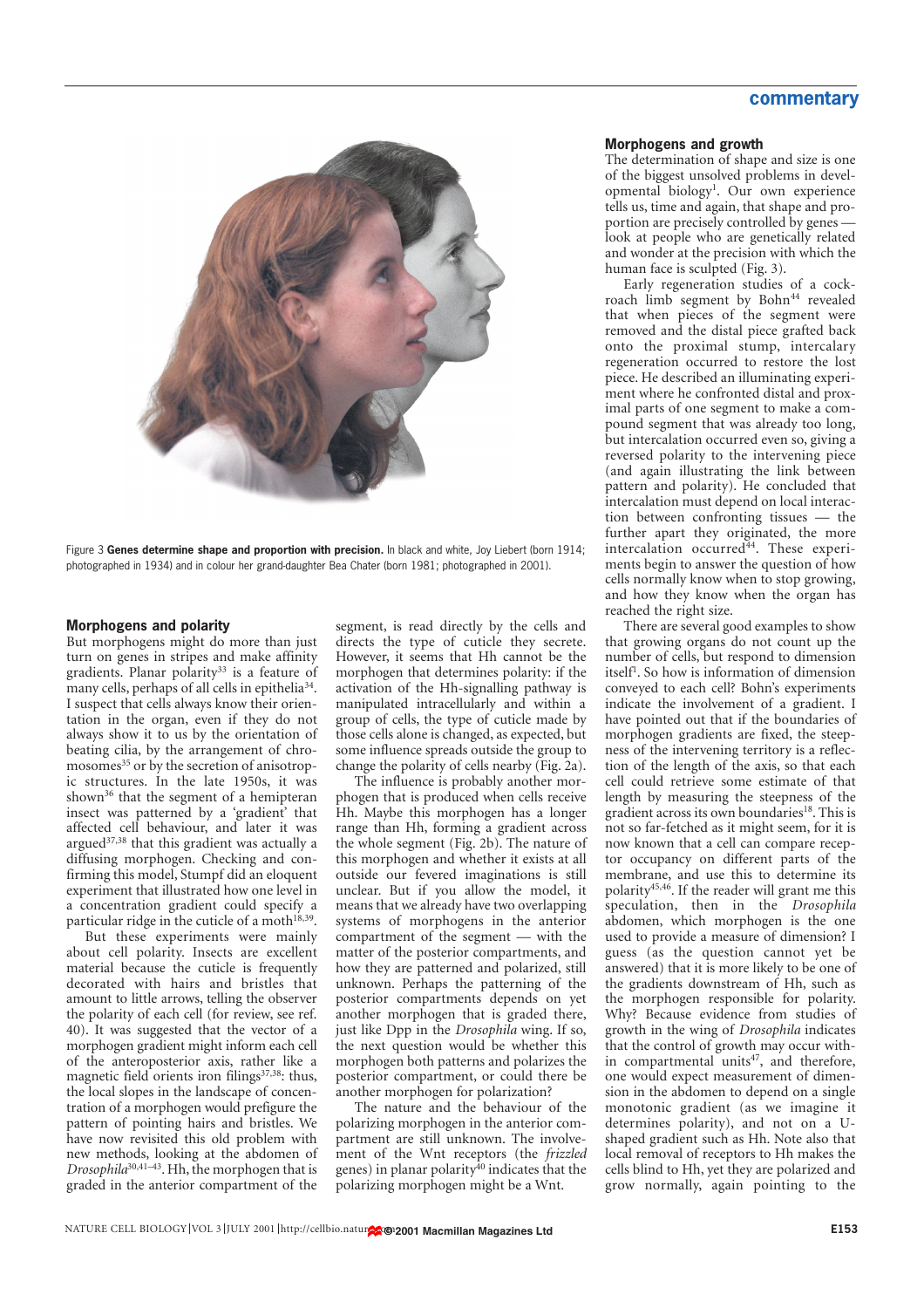Figure 3 **Genes determine shape and proportion with precision.** In black and white, Joy Liebert (born 1914; photographed in 1934) and in colour her grand-daughter Bea Chater (born 1981; photographed in 2001).

### Morphogens and polarity

But morphogens might do more than just turn on genes in stripes and make affinity gradients. Planar polarity[33] is a feature of many cells, perhaps of all cells in epithelia[34]. I suspect that cells always know their orientation in the organ, even if they do not always show it to us by the orientation of beating cilia, by the arrangement of chromosomes[35] or by the secretion of anisotropic structures. In the late 1950s, it was shown[36] that the segment of a hemipteran insect was patterned by a 'gradient' that affected cell behaviour, and later it was argued[37,38] that this gradient was actually a diffusing morphogen. Checking and confirming this model, Stumpf did an eloquent experiment that illustrated how one level in a concentration gradient could specify a particular ridge in the cuticle of a moth[18,39].

But these experiments were mainly about cell polarity. Insects are excellent material because the cuticle is frequently decorated with hairs and bristles that amount to little arrows, telling the observer the polarity of each cell (for review, see ref. 40). It was suggested that the vector of a morphogen gradient might inform each cell of the anteroposterior axis, rather like a magnetic field orients iron filings[37,38]: thus, the local slopes in the landscape of concentration of a morphogen would prefigure the pattern of pointing hairs and bristles. We have now revisited this old problem with new methods, looking at the abdomen of *Drosophila*[30,41–43]. Hh, the morphogen that is graded in the anterior compartment of the segment, is read directly by the cells and directs the type of cuticle they secrete. However, it seems that Hh cannot be the morphogen that determines polarity: if the activation of the Hh-signalling pathway is manipulated intracellularly and within a group of cells, the type of cuticle made by those cells alone is changed, as expected, but some influence spreads outside the group to change the polarity of cells nearby (Fig. 2a).

The influence is probably another morphogen that is produced when cells receive Hh. Maybe this morphogen has a longer range than Hh, forming a gradient across the whole segment (Fig. 2b). The nature of this morphogen and whether it exists at all outside our fevered imaginations is still unclear. But if you allow the model, it means that we already have two overlapping systems of morphogens in the anterior compartment of the segment — with the matter of the posterior compartments, and how they are patterned and polarized, still unknown. Perhaps the patterning of the posterior compartments depends on yet another morphogen that is graded there, just like Dpp in the *Drosophila* wing. If so, the next question would be whether this morphogen both patterns and polarizes the posterior compartment, or could there be another morphogen for polarization?

The nature and the behaviour of the polarizing morphogen in the anterior compartment are still unknown. The involvement of the Wnt receptors (the *frizzled* genes) in planar polarity[40] indicates that the polarizing morphogen might be a Wnt.

### Morphogens and growth

The determination of shape and size is one of the biggest unsolved problems in developmental biology[1]. Our own experience tells us, time and again, that shape and proportion are precisely controlled by genes — look at people who are genetically related and wonder at the precision with which the human face is sculpted (Fig. 3).

Early regeneration studies of a cockroach limb segment by Bohn[44] revealed that when pieces of the segment were removed and the distal piece grafted back onto the proximal stump, intercalary regeneration occurred to restore the lost piece. He described an illuminating experiment where he confronted distal and proximal parts of one segment to make a compound segment that was already too long, but intercalation occurred even so, giving a reversed polarity to the intervening piece (and again illustrating the link between pattern and polarity). He concluded that intercalation must depend on local interaction between confronting tissues — the further apart they originated, the more intercalation occurred[44]. These experiments begin to answer the question of how cells normally know when to stop growing, and how they know when the organ has reached the right size.

There are several good examples to show that growing organs do not count up the number of cells, but respond to dimension itself[1]. So how is information of dimension conveyed to each cell? Bohn's experiments indicate the involvement of a gradient. I have pointed out that if the boundaries of morphogen gradients are fixed, the steepness of the intervening territory is a reflection of the length of the axis, so that each cell could retrieve some estimate of that length by measuring the steepness of the gradient across its own boundaries[18]. This is not so far-fetched as it might seem, for it is now known that a cell can compare receptor occupancy on different parts of the membrane, and use this to determine its polarity[45,46]. If the reader will grant me this speculation, then in the *Drosophila* abdomen, which morphogen is the one used to provide a measure of dimension? I guess (as the question cannot yet be answered) that it is more likely to be one of the gradients downstream of Hh, such as the morphogen responsible for polarity. Why? Because evidence from studies of growth in the wing of *Drosophila* indicates that the control of growth may occur within compartmental units[47], and therefore, one would expect measurement of dimension in the abdomen to depend on a single monotonic gradient (as we imagine it determines polarity), and not on a U-shaped gradient such as Hh. Note also that local removal of receptors to Hh makes the cells blind to Hh, yet they are polarized and grow normally, again pointing to the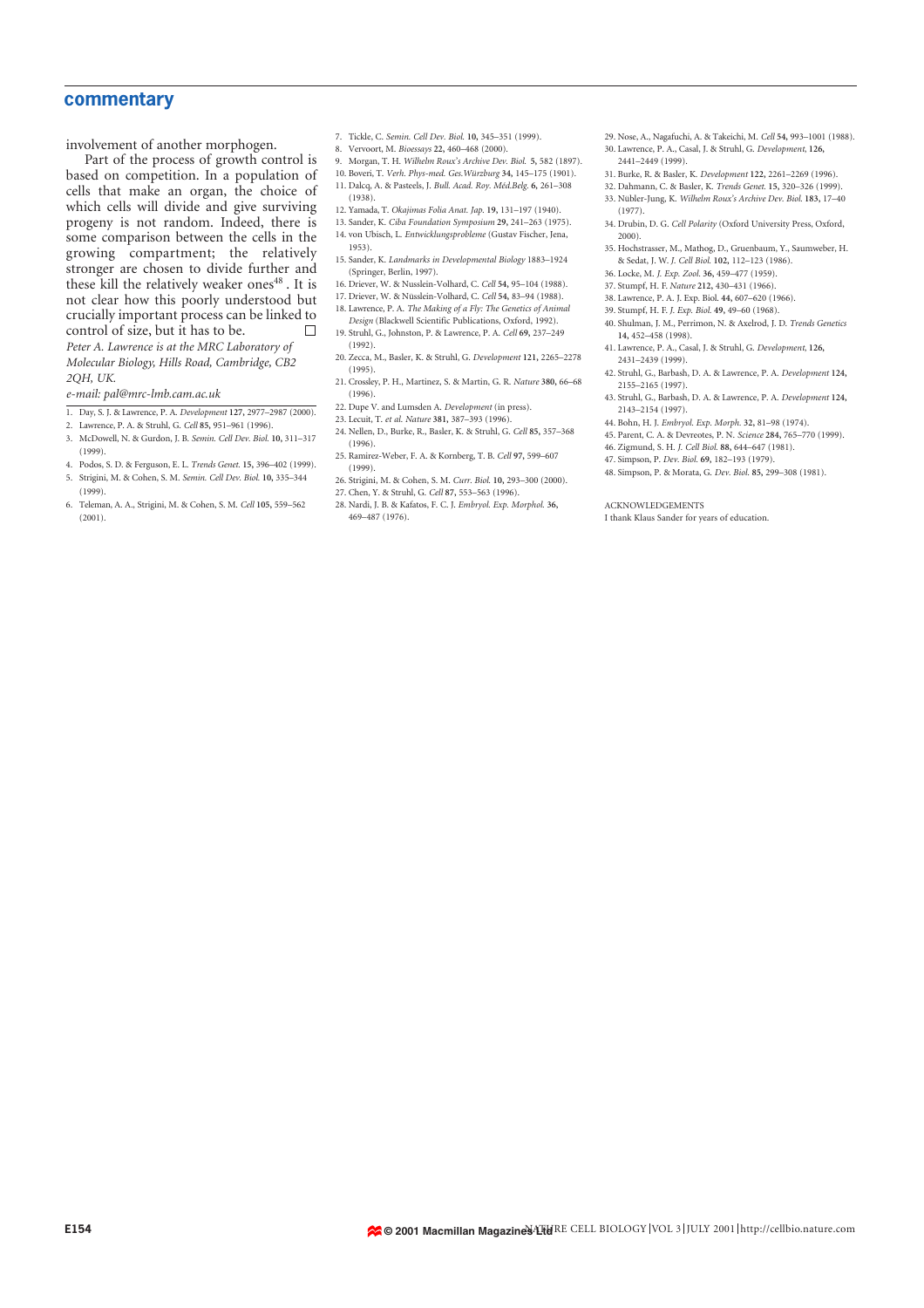involvement of another morphogen.

Part of the process of growth control is based on competition. In a population of cells that make an organ, the choice of which cells will divide and give surviving progeny is not random. Indeed, there is some comparison between the cells in the growing compartment; the relatively stronger are chosen to divide further and these kill the relatively weaker ones[48]. It is not clear how this poorly understood but crucially important process can be linked to control of size, but it has to be. □

*Peter A. Lawrence is at the MRC Laboratory of Molecular Biology, Hills Road, Cambridge, CB2 2QH, UK.*

*e-mail: pal@mrc-lmb.cam.ac.uk*

1. Day, S. J. & Lawrence, P. A. *Development* **127,** 2977–2987 (2000).
2. Lawrence, P. A. & Struhl, G. *Cell* **85,** 951–961 (1996).
3. McDowell, N. & Gurdon, J. B. *Semin. Cell Dev. Biol.* **10,** 311–317 (1999).
4. Podos, S. D. & Ferguson, E. L. *Trends Genet.* **15,** 396–402 (1999).
5. Strigini, M. & Cohen, S. M. *Semin. Cell Dev. Biol.* **10,** 335–344 (1999).
6. Teleman, A. A., Strigini, M. & Cohen, S. M. *Cell* **105,** 559–562 (2001).
7. Tickle, C. *Semin. Cell Dev. Biol.* **10,** 345–351 (1999).
8. Vervoort, M. *Bioessays* **22,** 460–468 (2000).
9. Morgan, T. H. *Wilhelm Roux's Archive Dev. Biol.* **5,** 582 (1897).
10. Boveri, T. *Verh. Phys-med. Ges.Würzburg* **34,** 145–175 (1901).
11. Dalcq, A. & Pasteels, J. *Bull. Acad. Roy. Méd.Belg.* **6,** 261–308 (1938).
12. Yamada, T. *Okajimas Folia Anat. Jap.* **19,** 131–197 (1940).
13. Sander, K. *Ciba Foundation Symposium* **29,** 241–263 (1975).
14. von Ubisch, L. *Entwicklungsprobleme* (Gustav Fischer, Jena, 1953).
15. Sander, K. *Landmarks in Developmental Biology* 1883–1924 (Springer, Berlin, 1997).
16. Driever, W. & Nusslein-Volhard, C. *Cell* **54,** 95–104 (1988).
17. Driever, W. & Nüsslein-Volhard, C. *Cell* **54,** 83–94 (1988).
18. Lawrence, P. A. *The Making of a Fly: The Genetics of Animal Design* (Blackwell Scientific Publications, Oxford, 1992).
19. Struhl, G., Johnston, P. & Lawrence, P. A. *Cell* **69,** 237–249 (1992).
20. Zecca, M., Basler, K. & Struhl, G. *Development* **121,** 2265–2278 (1995).
21. Crossley, P. H., Martinez, S. & Martin, G. R. *Nature* **380,** 66–68 (1996).
22. Dupe V. and Lumsden A. *Development* (in press).
23. Lecuit, T. *et al. Nature* **381,** 387–393 (1996).
24. Nellen, D., Burke, R., Basler, K. & Struhl, G. *Cell* **85,** 357–368 (1996).
25. Ramirez-Weber, F. A. & Kornberg, T. B. *Cell* **97,** 599–607 (1999).
26. Strigini, M. & Cohen, S. M. *Curr. Biol.* **10,** 293–300 (2000).
27. Chen, Y. & Struhl, G. *Cell* **87,** 553–563 (1996).
28. Nardi, J. B. & Kafatos, F. C. J. *Embryol. Exp. Morphol.* **36,** 469–487 (1976).
29. Nose, A., Nagafuchi, A. & Takeichi, M. *Cell* **54,** 993–1001 (1988).
30. Lawrence, P. A., Casal, J. & Struhl, G. *Development*, **126,** 2441–2449 (1999).
31. Burke, R. & Basler, K. *Development* **122,** 2261–2269 (1996).
32. Dahmann, C. & Basler, K. *Trends Genet.* **15,** 320–326 (1999).
33. Nübler-Jung, K. *Wilhelm Roux's Archive Dev. Biol.* **183,** 17–40 (1977).
34. Drubin, D. G. *Cell Polarity* (Oxford University Press, Oxford, 2000).
35. Hochstrasser, M., Mathog, D., Gruenbaum, Y., Saumweber, H. & Sedat, J. W. *J. Cell Biol.* **102,** 112–123 (1986).
36. Locke, M. *J. Exp. Zool.* **36,** 459–477 (1959).
37. Stumpf, H. F. *Nature* **212,** 430–431 (1966).
38. Lawrence, P. A. J. Exp. Biol. **44,** 607–620 (1966).
39. Stumpf, H. F. *J. Exp. Biol.* **49,** 49–60 (1968).
40. Shulman, J. M., Perrimon, N. & Axelrod, J. D. *Trends Genetics* **14,** 452–458 (1998).
41. Lawrence, P. A., Casal, J. & Struhl, G. *Development*, **126,** 2431–2439 (1999).
42. Struhl, G., Barbash, D. A. & Lawrence, P. A. *Development* **124,** 2155–2165 (1997).
43. Struhl, G., Barbash, D. A. & Lawrence, P. A. *Development* **124,** 2143–2154 (1997).
44. Bohn, H. J. *Embryol. Exp. Morph.* **32,** 81–98 (1974).
45. Parent, C. A. & Devreotes, P. N. *Science* **284,** 765–770 (1999).
46. Zigmund, S. H. *J. Cell Biol.* **88,** 644–647 (1981).
47. Simpson, P. *Dev. Biol.* **69,** 182–193 (1979).
48. Simpson, P. & Morata, G. *Dev. Biol.* **85,** 299–308 (1981).

ACKNOWLEDGEMENTS

I thank Klaus Sander for years of education.